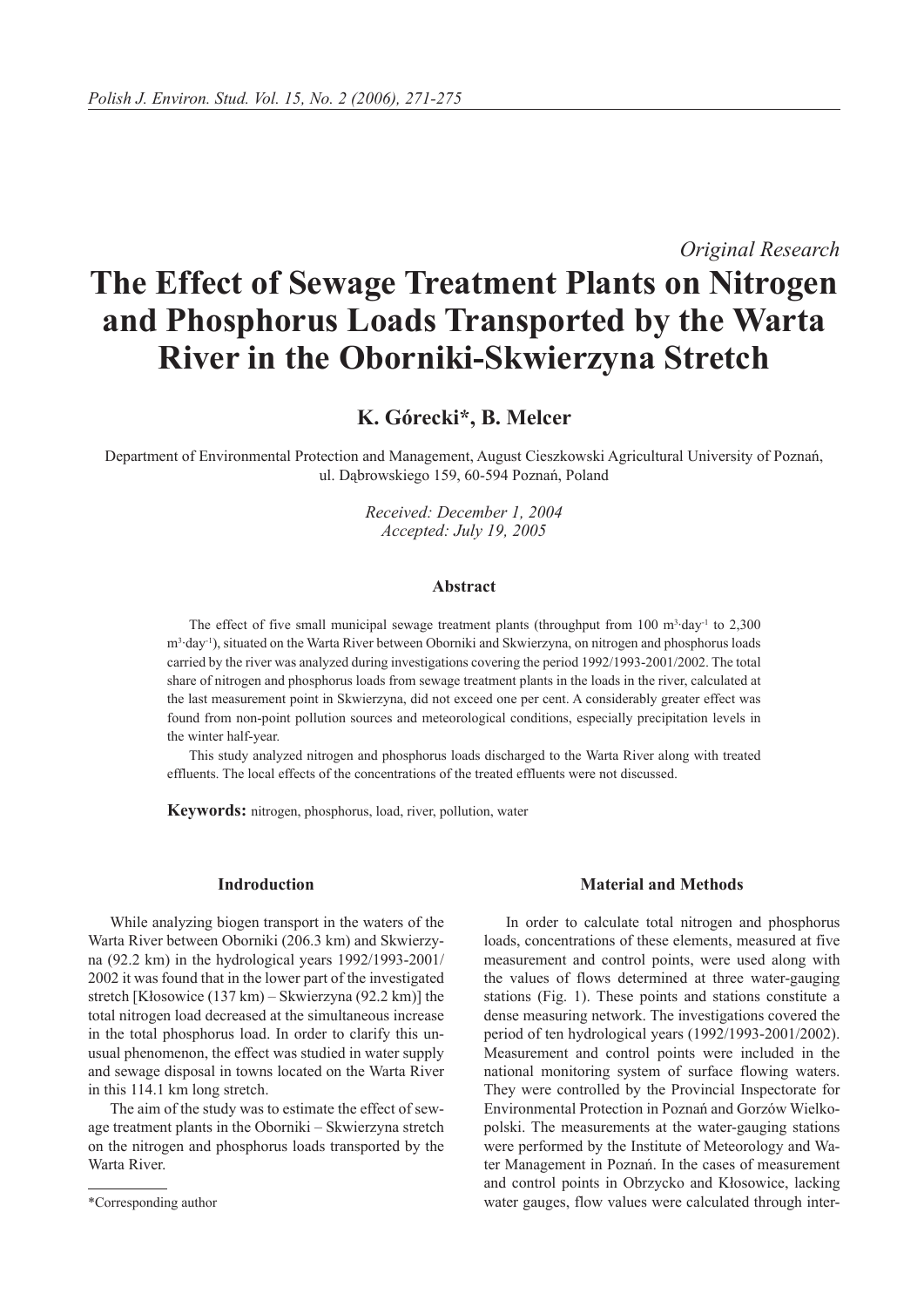*Original Research*

# The Effect of Sewage Treatment Plants on Nitrogen and Phosphorus Loads Transported by the Warta River in the Oborniki-Skwierzyna Stretch

**K. Górecki\*, B. Melcer**

Department of Environmental Protection and Management, August Cieszkowski Agricultural University of Poznań, ul. Dąbrowskiego 159, 60-594 Poznań, Poland

*Received: December 1, 2004*
*Accepted: July 19, 2005*

### Abstract

The effect of five small municipal sewage treatment plants (throughput from 100 $m^3 \cdot day^{-1}$ to 2,300 $m^3 \cdot day^{-1}$), situated on the Warta River between Oborniki and Skwierzyna, on nitrogen and phosphorus loads carried by the river was analyzed during investigations covering the period 1992/1993-2001/2002. The total share of nitrogen and phosphorus loads from sewage treatment plants in the loads in the river, calculated at the last measurement point in Skwierzyna, did not exceed one per cent. A considerably greater effect was found from non-point pollution sources and meteorological conditions, especially precipitation levels in the winter half-year.

This study analyzed nitrogen and phosphorus loads discharged to the Warta River along with treated effluents. The local effects of the concentrations of the treated effluents were not discussed.

**Keywords:** nitrogen, phosphorus, load, river, pollution, water

## Indroduction

While analyzing biogen transport in the waters of the Warta River between Oborniki (206.3 km) and Skwierzyna (92.2 km) in the hydrological years 1992/1993-2001/2002 it was found that in the lower part of the investigated stretch [Kłosowice (137 km) – Skwierzyna (92.2 km)] the total nitrogen load decreased at the simultaneous increase in the total phosphorus load. In order to clarify this unusual phenomenon, the effect was studied in water supply and sewage disposal in towns located on the Warta River in this 114.1 km long stretch.

The aim of the study was to estimate the effect of sewage treatment plants in the Oborniki – Skwierzyna stretch on the nitrogen and phosphorus loads transported by the Warta River.

\*Corresponding author

## Material and Methods

In order to calculate total nitrogen and phosphorus loads, concentrations of these elements, measured at five measurement and control points, were used along with the values of flows determined at three water-gauging stations (Fig. 1). These points and stations constitute a dense measuring network. The investigations covered the period of ten hydrological years (1992/1993-2001/2002). Measurement and control points were included in the national monitoring system of surface flowing waters. They were controlled by the Provincial Inspectorate for Environmental Protection in Poznań and Gorzów Wielkopolski. The measurements at the water-gauging stations were performed by the Institute of Meteorology and Water Management in Poznań. In the cases of measurement and control points in Obrzycko and Kłosowice, lacking water gauges, flow values were calculated through inter-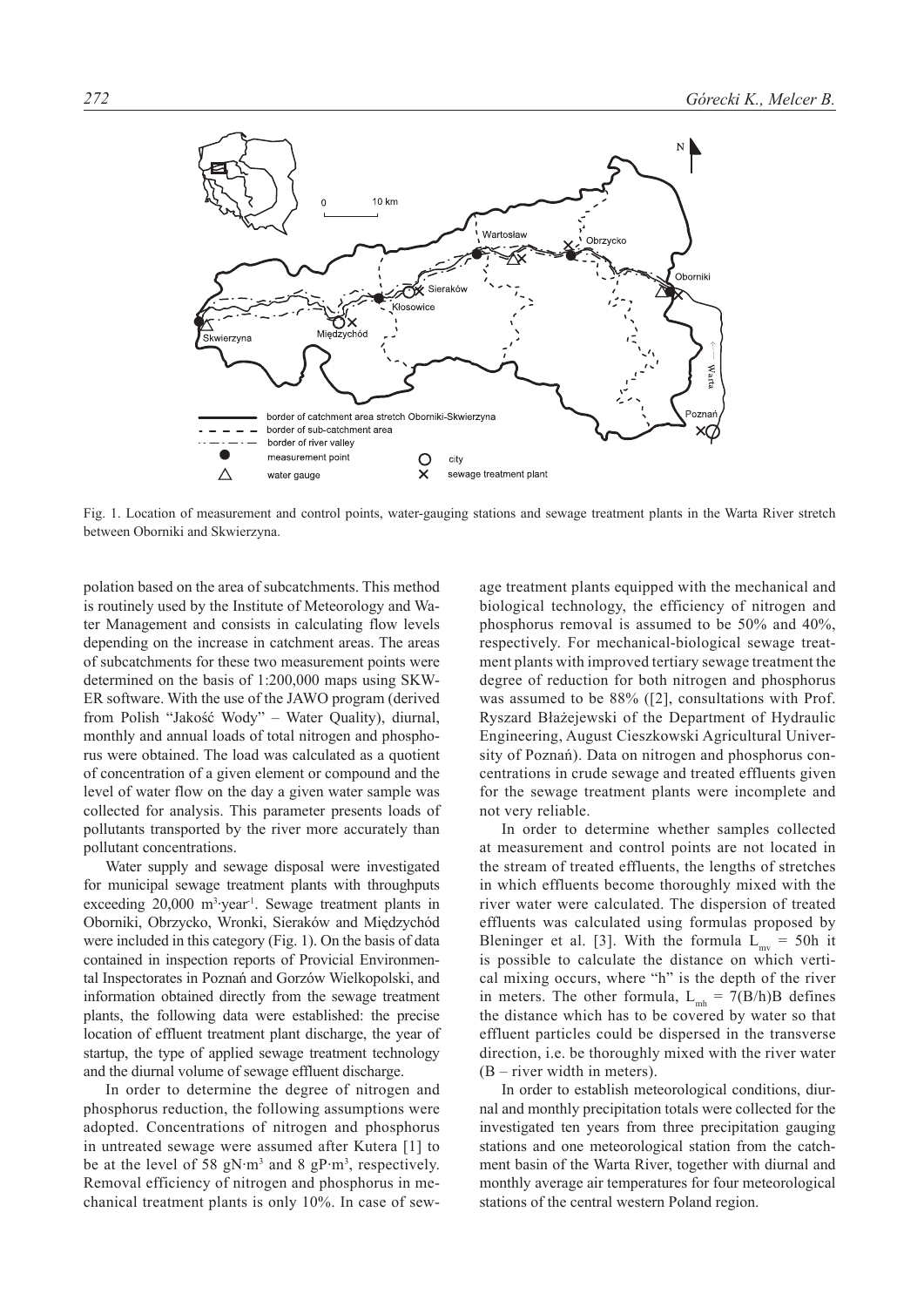Fig. 1. Location of measurement and control points, water-gauging stations and sewage treatment plants in the Warta River stretch between Oborniki and Skwierzyna.

polation based on the area of subcatchments. This method is routinely used by the Institute of Meteorology and Water Management and consists in calculating flow levels depending on the increase in catchment areas. The areas of subcatchments for these two measurement points were determined on the basis of 1:200,000 maps using SKWER software. With the use of the JAWO program (derived from Polish "Jakość Wody" – Water Quality), diurnal, monthly and annual loads of total nitrogen and phosphorus were obtained. The load was calculated as a quotient of concentration of a given element or compound and the level of water flow on the day a given water sample was collected for analysis. This parameter presents loads of pollutants transported by the river more accurately than pollutant concentrations.

Water supply and sewage disposal were investigated for municipal sewage treatment plants with throughputs exceeding 20,000 $m^3 \cdot year^{-1}$. Sewage treatment plants in Oborniki, Obrzycko, Wronki, Sieraków and Międzychód were included in this category (Fig. 1). On the basis of data contained in inspection reports of Provicial Environmental Inspectorates in Poznań and Gorzów Wielkopolski, and information obtained directly from the sewage treatment plants, the following data were established: the precise location of effluent treatment plant discharge, the year of startup, the type of applied sewage treatment technology and the diurnal volume of sewage effluent discharge.

In order to determine the degree of nitrogen and phosphorus reduction, the following assumptions were adopted. Concentrations of nitrogen and phosphorus in untreated sewage were assumed after Kutera [1] to be at the level of 58 $gN \cdot m^3$ and 8 $gP \cdot m^3$, respectively. Removal efficiency of nitrogen and phosphorus in mechanical treatment plants is only 10%. In case of sewage treatment plants equipped with the mechanical and biological technology, the efficiency of nitrogen and phosphorus removal is assumed to be 50% and 40%, respectively. For mechanical-biological sewage treatment plants with improved tertiary sewage treatment the degree of reduction for both nitrogen and phosphorus was assumed to be 88% ([2], consultations with Prof. Ryszard Błażejewski of the Department of Hydraulic Engineering, August Cieszkowski Agricultural University of Poznań). Data on nitrogen and phosphorus concentrations in crude sewage and treated effluents given for the sewage treatment plants were incomplete and not very reliable.

In order to determine whether samples collected at measurement and control points are not located in the stream of treated effluents, the lengths of stretches in which effluents become thoroughly mixed with the river water were calculated. The dispersion of treated effluents was calculated using formulas proposed by Bleninger et al. [3]. With the formula $L_{mv} = 50h$ it is possible to calculate the distance on which vertical mixing occurs, where "h" is the depth of the river in meters. The other formula, $L_{mh} = 7(B/h)B$ defines the distance which has to be covered by water so that effluent particles could be dispersed in the transverse direction, i.e. be thoroughly mixed with the river water (B – river width in meters).

In order to establish meteorological conditions, diurnal and monthly precipitation totals were collected for the investigated ten years from three precipitation gauging stations and one meteorological station from the catchment basin of the Warta River, together with diurnal and monthly average air temperatures for four meteorological stations of the central western Poland region.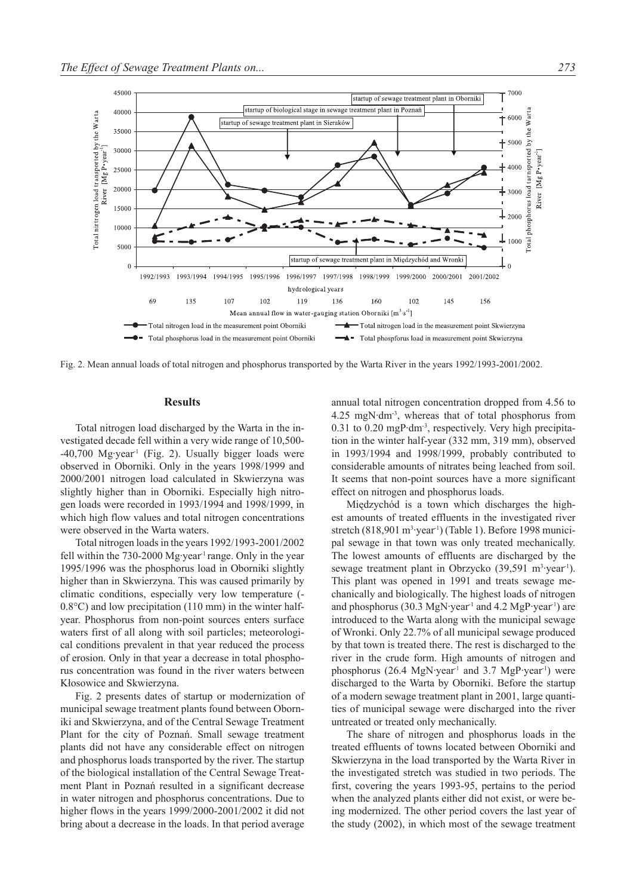Fig. 2. Mean annual loads of total nitrogen and phosphorus transported by the Warta River in the years 1992/1993-2001/2002.

## Results

Total nitrogen load discharged by the Warta in the investigated decade fell within a very wide range of 10,500-40,700 Mg·year$^{-1}$ (Fig. 2). Usually bigger loads were observed in Oborniki. Only in the years 1998/1999 and 2000/2001 nitrogen load calculated in Skwierzyna was slightly higher than in Oborniki. Especially high nitrogen loads were recorded in 1993/1994 and 1998/1999, in which high flow values and total nitrogen concentrations were observed in the Warta waters.

Total nitrogen loads in the years 1992/1993-2001/2002 fell within the 730-2000 Mg·year$^{-1}$ range. Only in the year 1995/1996 was the phosphorus load in Oborniki slightly higher than in Skwierzyna. This was caused primarily by climatic conditions, especially very low temperature (-0.8°C) and low precipitation (110 mm) in the winter half-year. Phosphorus from non-point sources enters surface waters first of all along with soil particles; meteorological conditions prevalent in that year reduced the process of erosion. Only in that year a decrease in total phosphorus concentration was found in the river waters between Kłosowice and Skwierzyna.

Fig. 2 presents dates of startup or modernization of municipal sewage treatment plants found between Oborniki and Skwierzyna, and of the Central Sewage Treatment Plant for the city of Poznań. Small sewage treatment plants did not have any considerable effect on nitrogen and phosphorus loads transported by the river. The startup of the biological installation of the Central Sewage Treatment Plant in Poznań resulted in a significant decrease in water nitrogen and phosphorus concentrations. Due to higher flows in the years 1999/2000-2001/2002 it did not bring about a decrease in the loads. In that period average annual total nitrogen concentration dropped from 4.56 to 4.25 mgN·dm$^{-3}$, whereas that of total phosphorus from 0.31 to 0.20 mgP·dm$^{-3}$, respectively. Very high precipitation in the winter half-year (332 mm, 319 mm), observed in 1993/1994 and 1998/1999, probably contributed to considerable amounts of nitrates being leached from soil. It seems that non-point sources have a more significant effect on nitrogen and phosphorus loads.

Międzychód is a town which discharges the highest amounts of treated effluents in the investigated river stretch (818,901 m$^3$·year$^{-1}$) (Table 1). Before 1998 municipal sewage in that town was only treated mechanically. The lowest amounts of effluents are discharged by the sewage treatment plant in Obrzycko (39,591 m$^3$·year$^{-1}$). This plant was opened in 1991 and treats sewage mechanically and biologically. The highest loads of nitrogen and phosphorus (30.3 MgN·year$^{-1}$ and 4.2 MgP·year$^{-1}$) are introduced to the Warta along with the municipal sewage of Wronki. Only 22.7% of all municipal sewage produced by that town is treated there. The rest is discharged to the river in the crude form. High amounts of nitrogen and phosphorus (26.4 MgN·year$^{-1}$ and 3.7 MgP·year$^{-1}$) were discharged to the Warta by Oborniki. Before the startup of a modern sewage treatment plant in 2001, large quantities of municipal sewage were discharged into the river untreated or treated only mechanically.

The share of nitrogen and phosphorus loads in the treated effluents of towns located between Oborniki and Skwierzyna in the load transported by the Warta River in the investigated stretch was studied in two periods. The first, covering the years 1993-95, pertains to the period when the analyzed plants either did not exist, or were being modernized. The other period covers the last year of the study (2002), in which most of the sewage treatment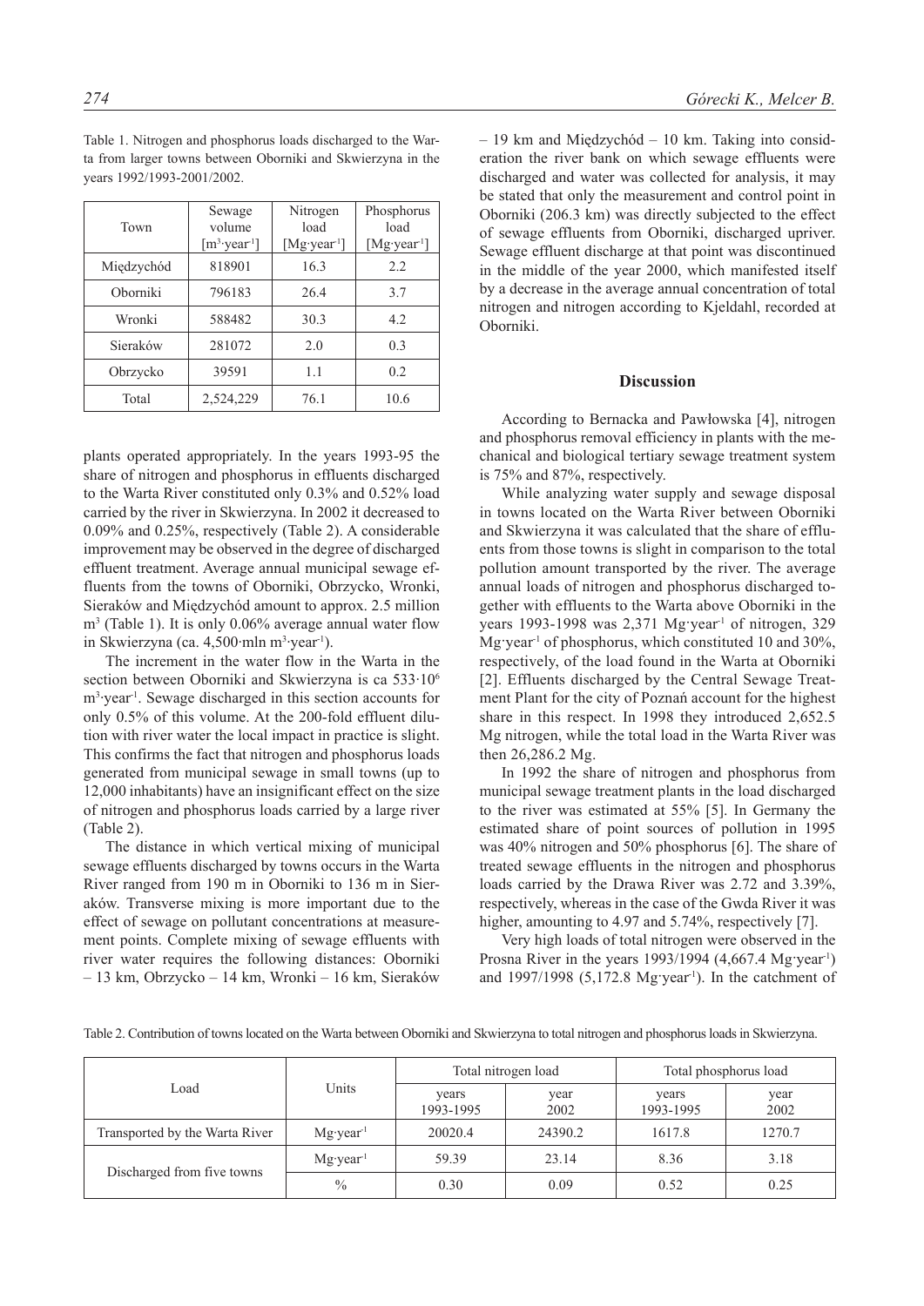Table 1. Nitrogen and phosphorus loads discharged to the Warta from larger towns between Oborniki and Skwierzyna in the years 1992/1993-2001/2002.

| Town | Sewage volume [$m^3 \cdot year^{-1}$] | Nitrogen load [$Mg \cdot year^{-1}$] | Phosphorus load [$Mg \cdot year^{-1}$] |
|---|---|---|---|
| Międzychód | 818901 | 16.3 | 2.2 |
| Oborniki | 796183 | 26.4 | 3.7 |
| Wronki | 588482 | 30.3 | 4.2 |
| Sieraków | 281072 | 2.0 | 0.3 |
| Obrzycko | 39591 | 1.1 | 0.2 |
| Total | 2,524,229 | 76.1 | 10.6 |

plants operated appropriately. In the years 1993-95 the share of nitrogen and phosphorus in effluents discharged to the Warta River constituted only 0.3% and 0.52% load carried by the river in Skwierzyna. In 2002 it decreased to 0.09% and 0.25%, respectively (Table 2). A considerable improvement may be observed in the degree of discharged effluent treatment. Average annual municipal sewage effluents from the towns of Oborniki, Obrzycko, Wronki, Sieraków and Międzychód amount to approx. 2.5 million $m^3$ (Table 1). It is only 0.06% average annual water flow in Skwierzyna (ca. 4,500·mln $m^3 \cdot year^{-1}$).

The increment in the water flow in the Warta in the section between Oborniki and Skwierzyna is ca $533 \cdot 10^6$ $m^3 \cdot year^{-1}$. Sewage discharged in this section accounts for only 0.5% of this volume. At the 200-fold effluent dilution with river water the local impact in practice is slight. This confirms the fact that nitrogen and phosphorus loads generated from municipal sewage in small towns (up to 12,000 inhabitants) have an insignificant effect on the size of nitrogen and phosphorus loads carried by a large river (Table 2).

The distance in which vertical mixing of municipal sewage effluents discharged by towns occurs in the Warta River ranged from 190 m in Oborniki to 136 m in Sieraków. Transverse mixing is more important due to the effect of sewage on pollutant concentrations at measurement points. Complete mixing of sewage effluents with river water requires the following distances: Oborniki – 13 km, Obrzycko – 14 km, Wronki – 16 km, Sieraków – 19 km and Międzychód – 10 km. Taking into consideration the river bank on which sewage effluents were discharged and water was collected for analysis, it may be stated that only the measurement and control point in Oborniki (206.3 km) was directly subjected to the effect of sewage effluents from Oborniki, discharged upriver. Sewage effluent discharge at that point was discontinued in the middle of the year 2000, which manifested itself by a decrease in the average annual concentration of total nitrogen and nitrogen according to Kjeldahl, recorded at Oborniki.

## Discussion

According to Bernacka and Pawłowska [4], nitrogen and phosphorus removal efficiency in plants with the mechanical and biological tertiary sewage treatment system is 75% and 87%, respectively.

While analyzing water supply and sewage disposal in towns located on the Warta River between Oborniki and Skwierzyna it was calculated that the share of effluents from those towns is slight in comparison to the total pollution amount transported by the river. The average annual loads of nitrogen and phosphorus discharged together with effluents to the Warta above Oborniki in the years 1993-1998 was 2,371 $Mg \cdot year^{-1}$ of nitrogen, 329 $Mg \cdot year^{-1}$ of phosphorus, which constituted 10 and 30%, respectively, of the load found in the Warta at Oborniki [2]. Effluents discharged by the Central Sewage Treatment Plant for the city of Poznań account for the highest share in this respect. In 1998 they introduced 2,652.5 Mg nitrogen, while the total load in the Warta River was then 26,286.2 Mg.

In 1992 the share of nitrogen and phosphorus from municipal sewage treatment plants in the load discharged to the river was estimated at 55% [5]. In Germany the estimated share of point sources of pollution in 1995 was 40% nitrogen and 50% phosphorus [6]. The share of treated sewage effluents in the nitrogen and phosphorus loads carried by the Drawa River was 2.72 and 3.39%, respectively, whereas in the case of the Gwda River it was higher, amounting to 4.97 and 5.74%, respectively [7].

Very high loads of total nitrogen were observed in the Prosna River in the years 1993/1994 (4,667.4 $Mg \cdot year^{-1}$) and 1997/1998 (5,172.8 $Mg \cdot year^{-1}$). In the catchment of

Table 2. Contribution of towns located on the Warta between Oborniki and Skwierzyna to total nitrogen and phosphorus loads in Skwierzyna.

| Load | Units | Total nitrogen load | | Total phosphorus load | |
|---|---|---|---|---|---|
| | | years 1993-1995 | year 2002 | years 1993-1995 | year 2002 |
| Transported by the Warta River | $Mg \cdot year^{-1}$ | 20020.4 | 24390.2 | 1617.8 | 1270.7 |
| Discharged from five towns | $Mg \cdot year^{-1}$ | 59.39 | 23.14 | 8.36 | 3.18 |
| | % | 0.30 | 0.09 | 0.52 | 0.25 |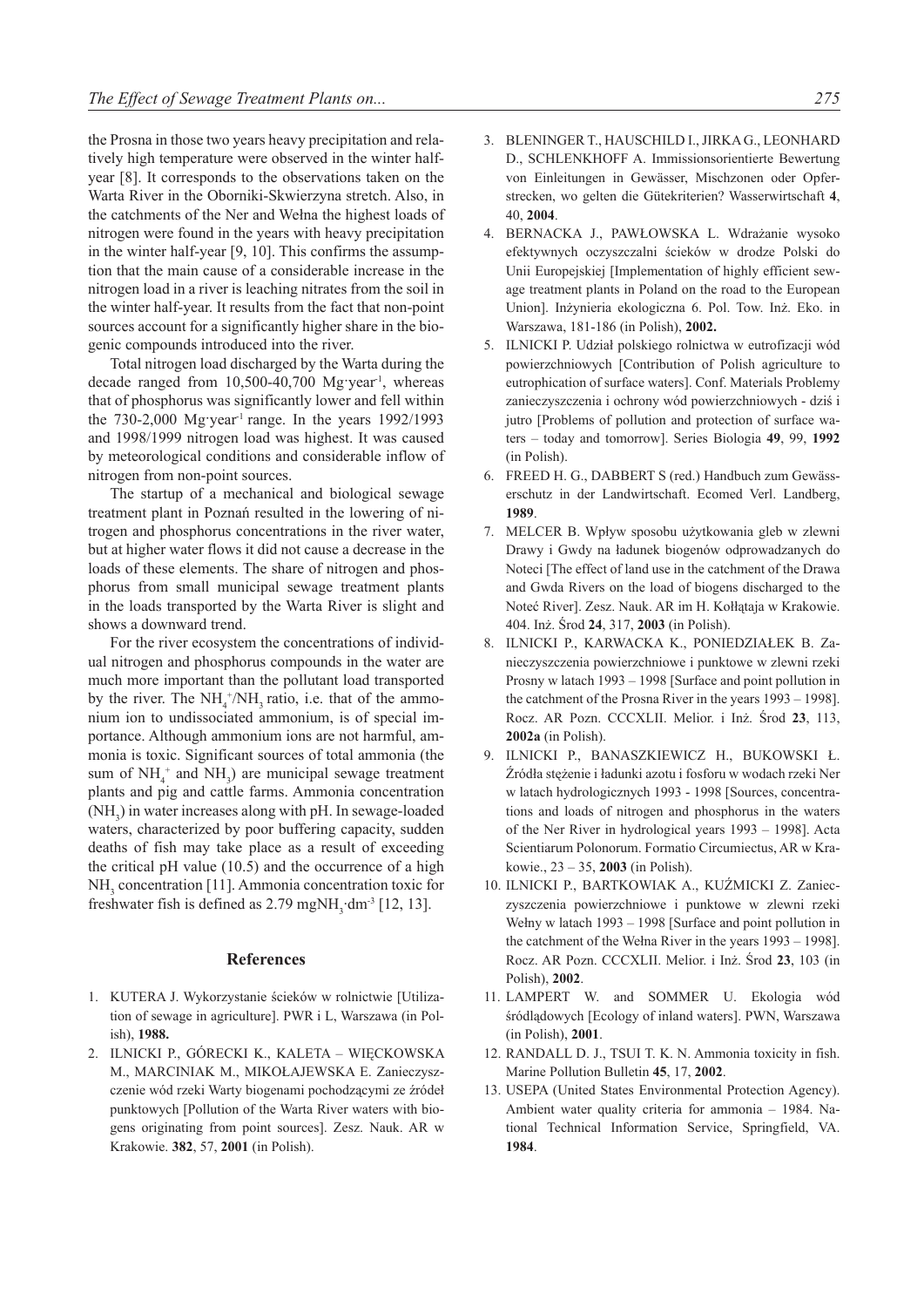the Prosna in those two years heavy precipitation and relatively high temperature were observed in the winter half-year [8]. It corresponds to the observations taken on the Warta River in the Oborniki-Skwierzyna stretch. Also, in the catchments of the Ner and Wełna the highest loads of nitrogen were found in the years with heavy precipitation in the winter half-year [9, 10]. This confirms the assumption that the main cause of a considerable increase in the nitrogen load in a river is leaching nitrates from the soil in the winter half-year. It results from the fact that non-point sources account for a significantly higher share in the biogenic compounds introduced into the river.

Total nitrogen load discharged by the Warta during the decade ranged from 10,500-40,700 Mg·year$^{-1}$, whereas that of phosphorus was significantly lower and fell within the 730-2,000 Mg·year$^{-1}$ range. In the years 1992/1993 and 1998/1999 nitrogen load was highest. It was caused by meteorological conditions and considerable inflow of nitrogen from non-point sources.

The startup of a mechanical and biological sewage treatment plant in Poznań resulted in the lowering of nitrogen and phosphorus concentrations in the river water, but at higher water flows it did not cause a decrease in the loads of these elements. The share of nitrogen and phosphorus from small municipal sewage treatment plants in the loads transported by the Warta River is slight and shows a downward trend.

For the river ecosystem the concentrations of individual nitrogen and phosphorus compounds in the water are much more important than the pollutant load transported by the river. The $NH_4^+/NH_3$ ratio, i.e. that of the ammonium ion to undissociated ammonium, is of special importance. Although ammonium ions are not harmful, ammonia is toxic. Significant sources of total ammonia (the sum of $NH_4^+$ and $NH_3$) are municipal sewage treatment plants and pig and cattle farms. Ammonia concentration ($NH_3$) in water increases along with pH. In sewage-loaded waters, characterized by poor buffering capacity, sudden deaths of fish may take place as a result of exceeding the critical pH value (10.5) and the occurrence of a high $NH_3$ concentration [11]. Ammonia concentration toxic for freshwater fish is defined as 2.79 mg$NH_3$·dm$^{-3}$ [12, 13].

## References

1. KUTERA J. Wykorzystanie ścieków w rolnictwie [Utilization of sewage in agriculture]. PWR i L, Warszawa (in Polish), **1988.**
2. ILNICKI P., GÓRECKI K., KALETA – WIĘCKOWSKA M., MARCINIAK M., MIKOŁAJEWSKA E. Zanieczyszczenie wód rzeki Warty biogenami pochodzącymi ze źródeł punktowych [Pollution of the Warta River waters with biogens originating from point sources]. Zesz. Nauk. AR w Krakowie. **382**, 57, **2001** (in Polish).
3. BLENINGER T., HAUSCHILD I., JIRKA G., LEONHARD D., SCHLENKHOFF A. Immissionsorientierte Bewertung von Einleitungen in Gewässer, Mischzonen oder Opferstrecken, wo gelten die Gütekriterien? Wasserwirtschaft **4**, 40, **2004**.
4. BERNACKA J., PAWŁOWSKA L. Wdrażanie wysoko efektywnych oczyszczalni ścieków w drodze Polski do Unii Europejskiej [Implementation of highly efficient sewage treatment plants in Poland on the road to the European Union]. Inżynieria ekologiczna 6. Pol. Tow. Inż. Eko. in Warszawa, 181-186 (in Polish), **2002.**
5. ILNICKI P. Udział polskiego rolnictwa w eutrofizacji wód powierzchniowych [Contribution of Polish agriculture to eutrophication of surface waters]. Conf. Materials Problemy zanieczyszczenia i ochrony wód powierzchniowych - dziś i jutro [Problems of pollution and protection of surface waters – today and tomorrow]. Series Biologia **49**, 99, **1992** (in Polish).
6. FREED H. G., DABBERT S (red.) Handbuch zum Gewässerschutz in der Landwirtschaft. Ecomed Verl. Landberg, **1989**.
7. MELCER B. Wpływ sposobu użytkowania gleb w zlewni Drawy i Gwdy na ładunek biogenów odprowadzanych do Noteci [The effect of land use in the catchment of the Drawa and Gwda Rivers on the load of biogens discharged to the Noteć River]. Zesz. Nauk. AR im H. Kołłątaja w Krakowie. 404. Inż. Środ **24**, 317, **2003** (in Polish).
8. ILNICKI P., KARWACKA K., PONIEDZIAŁEK B. Zanieczyszczenia powierzchniowe i punktowe w zlewni rzeki Prosny w latach 1993 – 1998 [Surface and point pollution in the catchment of the Prosna River in the years 1993 – 1998]. Rocz. AR Pozn. CCCXLII. Melior. i Inż. Środ **23**, 113, **2002a** (in Polish).
9. ILNICKI P., BANASZKIEWICZ H., BUKOWSKI Ł. Źródła stężenie i ładunki azotu i fosforu w wodach rzeki Ner w latach hydrologicznych 1993 - 1998 [Sources, concentrations and loads of nitrogen and phosphorus in the waters of the Ner River in hydrological years 1993 – 1998]. Acta Scientiarum Polonorum. Formatio Circumiectus, AR w Krakowie., 23 – 35, **2003** (in Polish).
10. ILNICKI P., BARTKOWIAK A., KUŹMICKI Z. Zanieczyszczenia powierzchniowe i punktowe w zlewni rzeki Wełny w latach 1993 – 1998 [Surface and point pollution in the catchment of the Wełna River in the years 1993 – 1998]. Rocz. AR Pozn. CCCXLII. Melior. i Inż. Środ **23**, 103 (in Polish), **2002**.
11. LAMPERT W. and SOMMER U. Ekologia wód śródlądowych [Ecology of inland waters]. PWN, Warszawa (in Polish), **2001**.
12. RANDALL D. J., TSUI T. K. N. Ammonia toxicity in fish. Marine Pollution Bulletin **45**, 17, **2002**.
13. USEPA (United States Environmental Protection Agency). Ambient water quality criteria for ammonia – 1984. National Technical Information Service, Springfield, VA. **1984**.